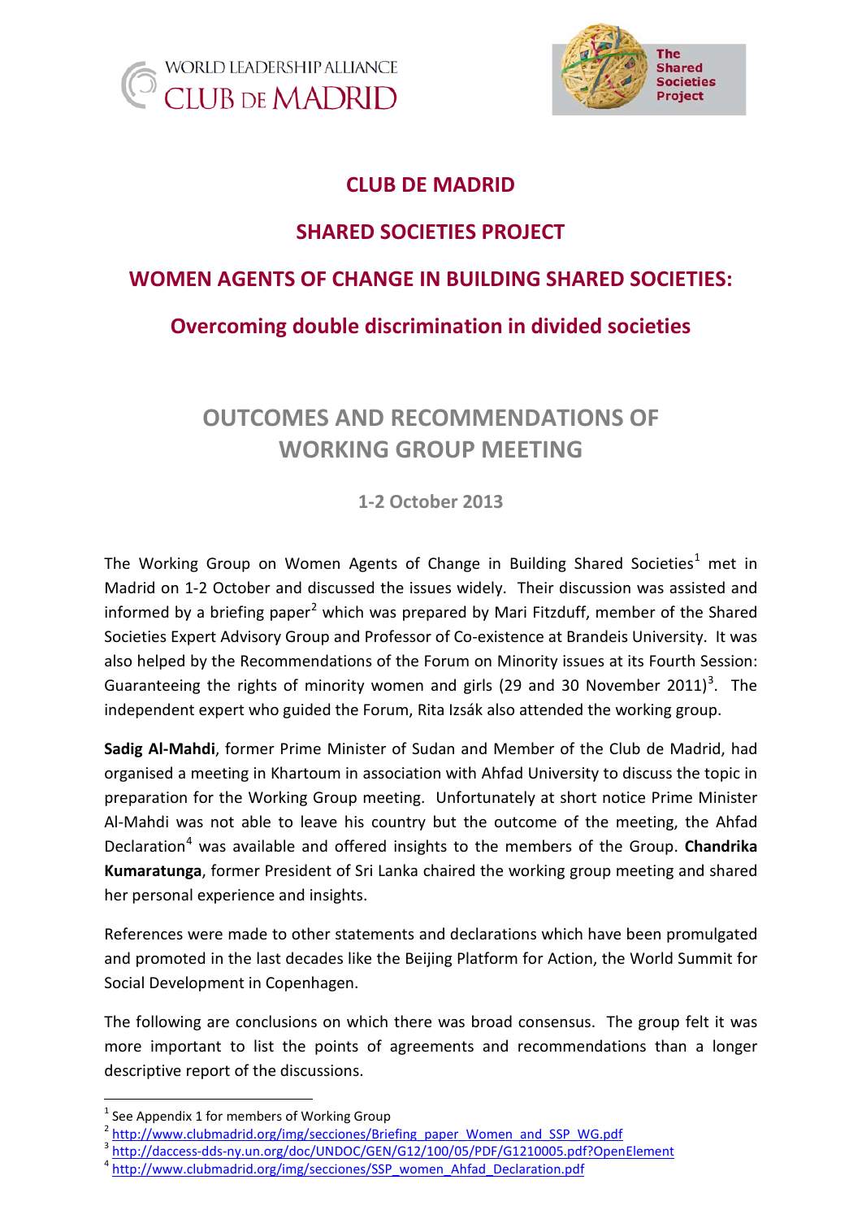WORLD LEADERSHIP ALLIANCE
CLUB DE MADRID

The Shared Societies Project

# CLUB DE MADRID

## SHARED SOCIETIES PROJECT

## WOMEN AGENTS OF CHANGE IN BUILDING SHARED SOCIETIES:

## Overcoming double discrimination in divided societies

## OUTCOMES AND RECOMMENDATIONS OF WORKING GROUP MEETING

### 1-2 October 2013

The Working Group on Women Agents of Change in Building Shared Societies[1] met in Madrid on 1-2 October and discussed the issues widely. Their discussion was assisted and informed by a briefing paper[2] which was prepared by Mari Fitzduff, member of the Shared Societies Expert Advisory Group and Professor of Co-existence at Brandeis University. It was also helped by the Recommendations of the Forum on Minority issues at its Fourth Session: Guaranteeing the rights of minority women and girls (29 and 30 November 2011)[3]. The independent expert who guided the Forum, Rita Izsák also attended the working group.

**Sadig Al-Mahdi**, former Prime Minister of Sudan and Member of the Club de Madrid, had organised a meeting in Khartoum in association with Ahfad University to discuss the topic in preparation for the Working Group meeting. Unfortunately at short notice Prime Minister Al-Mahdi was not able to leave his country but the outcome of the meeting, the Ahfad Declaration[4] was available and offered insights to the members of the Group. **Chandrika Kumaratunga**, former President of Sri Lanka chaired the working group meeting and shared her personal experience and insights.

References were made to other statements and declarations which have been promulgated and promoted in the last decades like the Beijing Platform for Action, the World Summit for Social Development in Copenhagen.

The following are conclusions on which there was broad consensus. The group felt it was more important to list the points of agreements and recommendations than a longer descriptive report of the discussions.

---

[1] See Appendix 1 for members of Working Group

[2] http://www.clubmadrid.org/img/secciones/Briefing_paper_Women_and_SSP_WG.pdf

[3] http://daccess-dds-ny.un.org/doc/UNDOC/GEN/G12/100/05/PDF/G1210005.pdf?OpenElement

[4] http://www.clubmadrid.org/img/secciones/SSP_women_Ahfad_Declaration.pdf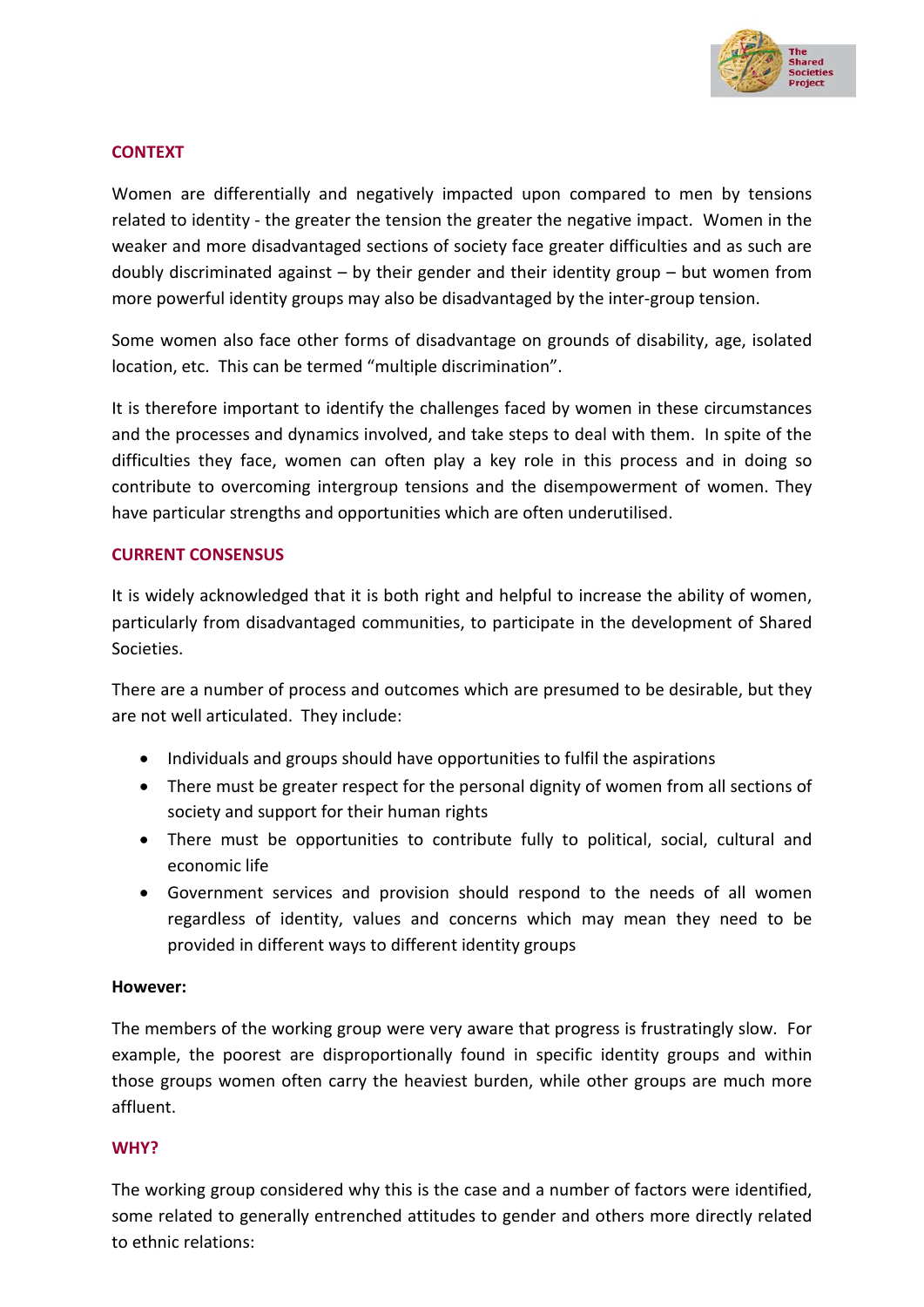## CONTEXT

Women are differentially and negatively impacted upon compared to men by tensions related to identity - the greater the tension the greater the negative impact. Women in the weaker and more disadvantaged sections of society face greater difficulties and as such are doubly discriminated against – by their gender and their identity group – but women from more powerful identity groups may also be disadvantaged by the inter-group tension.

Some women also face other forms of disadvantage on grounds of disability, age, isolated location, etc. This can be termed "multiple discrimination".

It is therefore important to identify the challenges faced by women in these circumstances and the processes and dynamics involved, and take steps to deal with them. In spite of the difficulties they face, women can often play a key role in this process and in doing so contribute to overcoming intergroup tensions and the disempowerment of women. They have particular strengths and opportunities which are often underutilised.

## CURRENT CONSENSUS

It is widely acknowledged that it is both right and helpful to increase the ability of women, particularly from disadvantaged communities, to participate in the development of Shared Societies.

There are a number of process and outcomes which are presumed to be desirable, but they are not well articulated. They include:

- Individuals and groups should have opportunities to fulfil the aspirations
- There must be greater respect for the personal dignity of women from all sections of society and support for their human rights
- There must be opportunities to contribute fully to political, social, cultural and economic life
- Government services and provision should respond to the needs of all women regardless of identity, values and concerns which may mean they need to be provided in different ways to different identity groups

**However:**

The members of the working group were very aware that progress is frustratingly slow. For example, the poorest are disproportionally found in specific identity groups and within those groups women often carry the heaviest burden, while other groups are much more affluent.

## WHY?

The working group considered why this is the case and a number of factors were identified, some related to generally entrenched attitudes to gender and others more directly related to ethnic relations: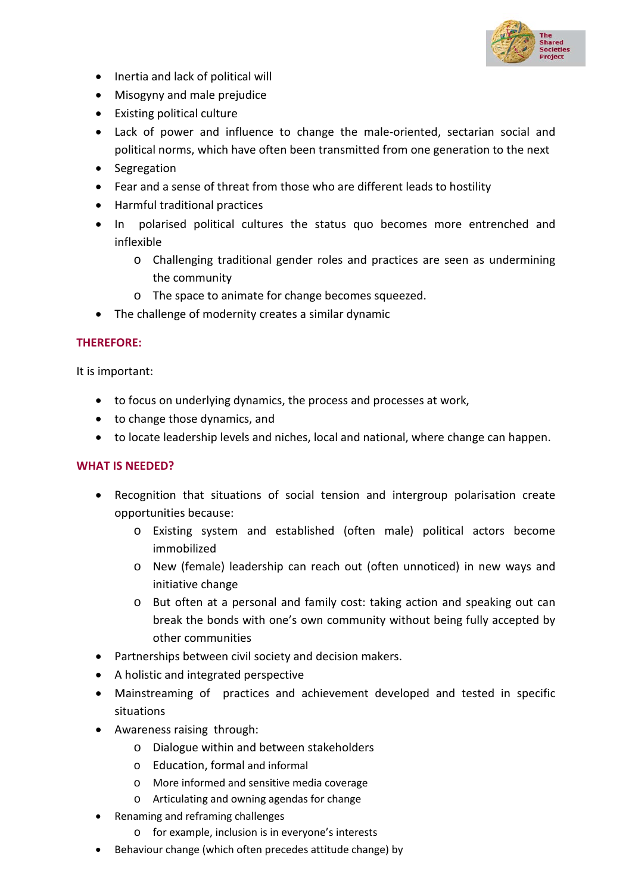- Inertia and lack of political will
- Misogyny and male prejudice
- Existing political culture
- Lack of power and influence to change the male-oriented, sectarian social and political norms, which have often been transmitted from one generation to the next
- Segregation
- Fear and a sense of threat from those who are different leads to hostility
- Harmful traditional practices
- In polarised political cultures the status quo becomes more entrenched and inflexible
  - Challenging traditional gender roles and practices are seen as undermining the community
  - The space to animate for change becomes squeezed.
- The challenge of modernity creates a similar dynamic

**THEREFORE:**

It is important:

- to focus on underlying dynamics, the process and processes at work,
- to change those dynamics, and
- to locate leadership levels and niches, local and national, where change can happen.

**WHAT IS NEEDED?**

- Recognition that situations of social tension and intergroup polarisation create opportunities because:
  - Existing system and established (often male) political actors become immobilized
  - New (female) leadership can reach out (often unnoticed) in new ways and initiative change
  - But often at a personal and family cost: taking action and speaking out can break the bonds with one's own community without being fully accepted by other communities
- Partnerships between civil society and decision makers.
- A holistic and integrated perspective
- Mainstreaming of practices and achievement developed and tested in specific situations
- Awareness raising through:
  - Dialogue within and between stakeholders
  - Education, formal and informal
  - More informed and sensitive media coverage
  - Articulating and owning agendas for change
- Renaming and reframing challenges
  - for example, inclusion is in everyone's interests
- Behaviour change (which often precedes attitude change) by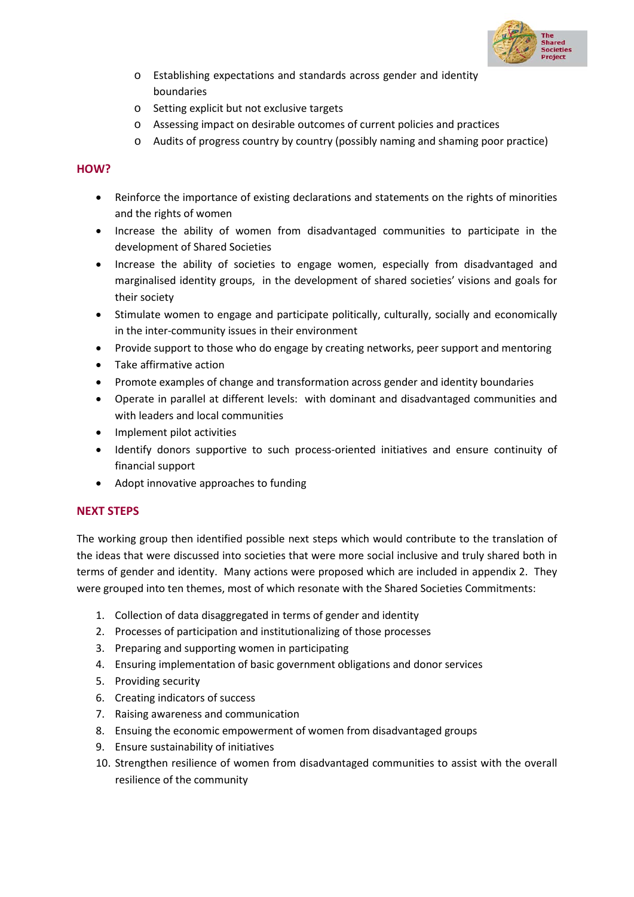- Establishing expectations and standards across gender and identity boundaries
- Setting explicit but not exclusive targets
- Assessing impact on desirable outcomes of current policies and practices
- Audits of progress country by country (possibly naming and shaming poor practice)

## HOW?

- Reinforce the importance of existing declarations and statements on the rights of minorities and the rights of women
- Increase the ability of women from disadvantaged communities to participate in the development of Shared Societies
- Increase the ability of societies to engage women, especially from disadvantaged and marginalised identity groups, in the development of shared societies' visions and goals for their society
- Stimulate women to engage and participate politically, culturally, socially and economically in the inter-community issues in their environment
- Provide support to those who do engage by creating networks, peer support and mentoring
- Take affirmative action
- Promote examples of change and transformation across gender and identity boundaries
- Operate in parallel at different levels: with dominant and disadvantaged communities and with leaders and local communities
- Implement pilot activities
- Identify donors supportive to such process-oriented initiatives and ensure continuity of financial support
- Adopt innovative approaches to funding

## NEXT STEPS

The working group then identified possible next steps which would contribute to the translation of the ideas that were discussed into societies that were more social inclusive and truly shared both in terms of gender and identity. Many actions were proposed which are included in appendix 2. They were grouped into ten themes, most of which resonate with the Shared Societies Commitments:

1. Collection of data disaggregated in terms of gender and identity
2. Processes of participation and institutionalizing of those processes
3. Preparing and supporting women in participating
4. Ensuring implementation of basic government obligations and donor services
5. Providing security
6. Creating indicators of success
7. Raising awareness and communication
8. Ensuing the economic empowerment of women from disadvantaged groups
9. Ensure sustainability of initiatives
10. Strengthen resilience of women from disadvantaged communities to assist with the overall resilience of the community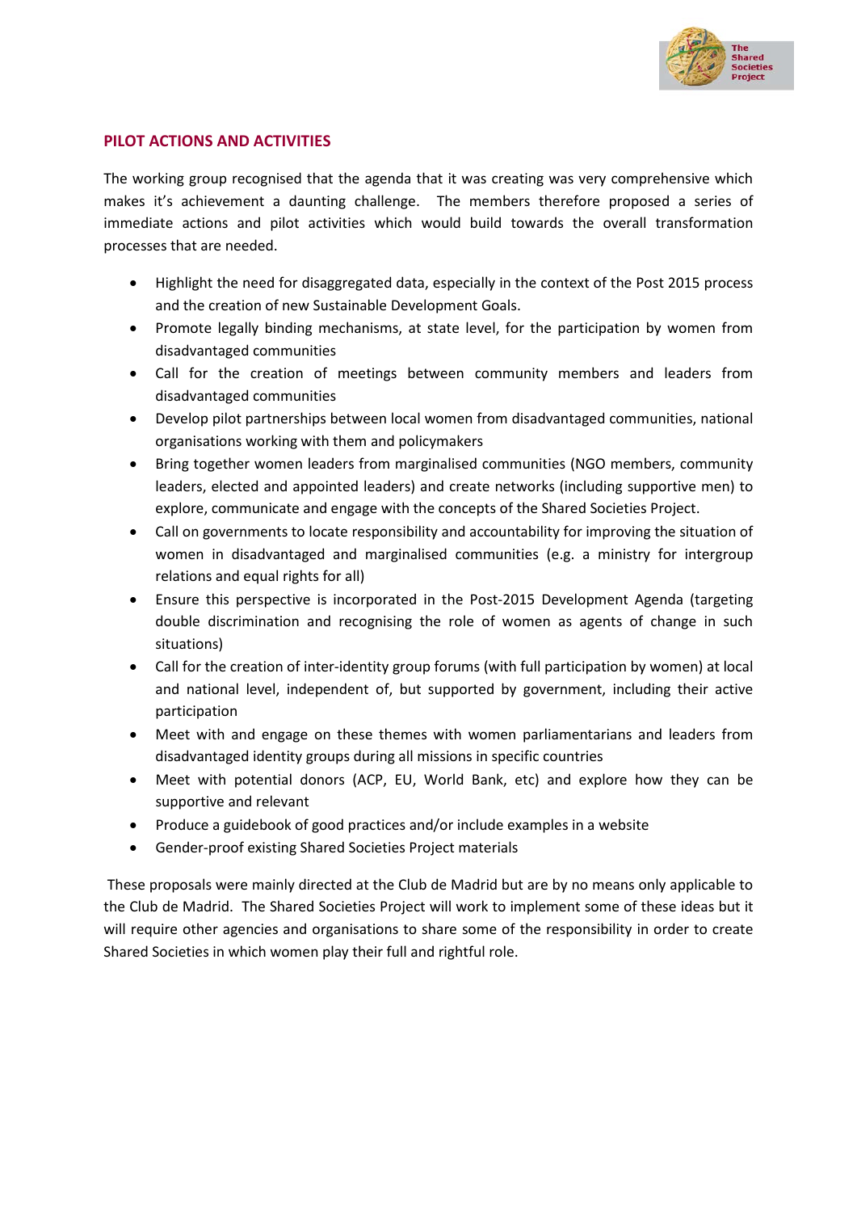## PILOT ACTIONS AND ACTIVITIES

The working group recognised that the agenda that it was creating was very comprehensive which makes it's achievement a daunting challenge. The members therefore proposed a series of immediate actions and pilot activities which would build towards the overall transformation processes that are needed.

- Highlight the need for disaggregated data, especially in the context of the Post 2015 process and the creation of new Sustainable Development Goals.
- Promote legally binding mechanisms, at state level, for the participation by women from disadvantaged communities
- Call for the creation of meetings between community members and leaders from disadvantaged communities
- Develop pilot partnerships between local women from disadvantaged communities, national organisations working with them and policymakers
- Bring together women leaders from marginalised communities (NGO members, community leaders, elected and appointed leaders) and create networks (including supportive men) to explore, communicate and engage with the concepts of the Shared Societies Project.
- Call on governments to locate responsibility and accountability for improving the situation of women in disadvantaged and marginalised communities (e.g. a ministry for intergroup relations and equal rights for all)
- Ensure this perspective is incorporated in the Post-2015 Development Agenda (targeting double discrimination and recognising the role of women as agents of change in such situations)
- Call for the creation of inter-identity group forums (with full participation by women) at local and national level, independent of, but supported by government, including their active participation
- Meet with and engage on these themes with women parliamentarians and leaders from disadvantaged identity groups during all missions in specific countries
- Meet with potential donors (ACP, EU, World Bank, etc) and explore how they can be supportive and relevant
- Produce a guidebook of good practices and/or include examples in a website
- Gender-proof existing Shared Societies Project materials

These proposals were mainly directed at the Club de Madrid but are by no means only applicable to the Club de Madrid. The Shared Societies Project will work to implement some of these ideas but it will require other agencies and organisations to share some of the responsibility in order to create Shared Societies in which women play their full and rightful role.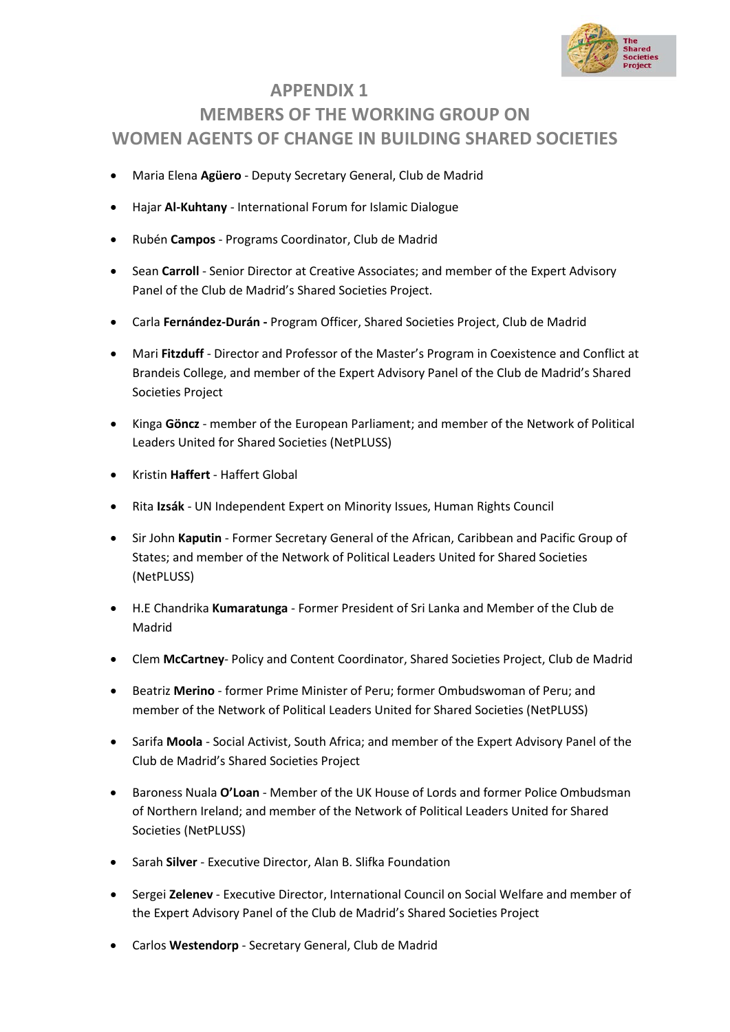# APPENDIX 1

## MEMBERS OF THE WORKING GROUP ON WOMEN AGENTS OF CHANGE IN BUILDING SHARED SOCIETIES

- Maria Elena **Agüero** - Deputy Secretary General, Club de Madrid
- Hajar **Al-Kuhtany** - International Forum for Islamic Dialogue
- Rubén **Campos** - Programs Coordinator, Club de Madrid
- Sean **Carroll** - Senior Director at Creative Associates; and member of the Expert Advisory Panel of the Club de Madrid's Shared Societies Project.
- Carla **Fernández-Durán -** Program Officer, Shared Societies Project, Club de Madrid
- Mari **Fitzduff** - Director and Professor of the Master's Program in Coexistence and Conflict at Brandeis College, and member of the Expert Advisory Panel of the Club de Madrid's Shared Societies Project
- Kinga **Göncz** - member of the European Parliament; and member of the Network of Political Leaders United for Shared Societies (NetPLUSS)
- Kristin **Haffert** - Haffert Global
- Rita **Izsák** - UN Independent Expert on Minority Issues, Human Rights Council
- Sir John **Kaputin** - Former Secretary General of the African, Caribbean and Pacific Group of States; and member of the Network of Political Leaders United for Shared Societies (NetPLUSS)
- H.E Chandrika **Kumaratunga** - Former President of Sri Lanka and Member of the Club de Madrid
- Clem **McCartney**- Policy and Content Coordinator, Shared Societies Project, Club de Madrid
- Beatriz **Merino** - former Prime Minister of Peru; former Ombudswoman of Peru; and member of the Network of Political Leaders United for Shared Societies (NetPLUSS)
- Sarifa **Moola** - Social Activist, South Africa; and member of the Expert Advisory Panel of the Club de Madrid's Shared Societies Project
- Baroness Nuala **O'Loan** - Member of the UK House of Lords and former Police Ombudsman of Northern Ireland; and member of the Network of Political Leaders United for Shared Societies (NetPLUSS)
- Sarah **Silver** - Executive Director, Alan B. Slifka Foundation
- Sergei **Zelenev** - Executive Director, International Council on Social Welfare and member of the Expert Advisory Panel of the Club de Madrid's Shared Societies Project
- Carlos **Westendorp** - Secretary General, Club de Madrid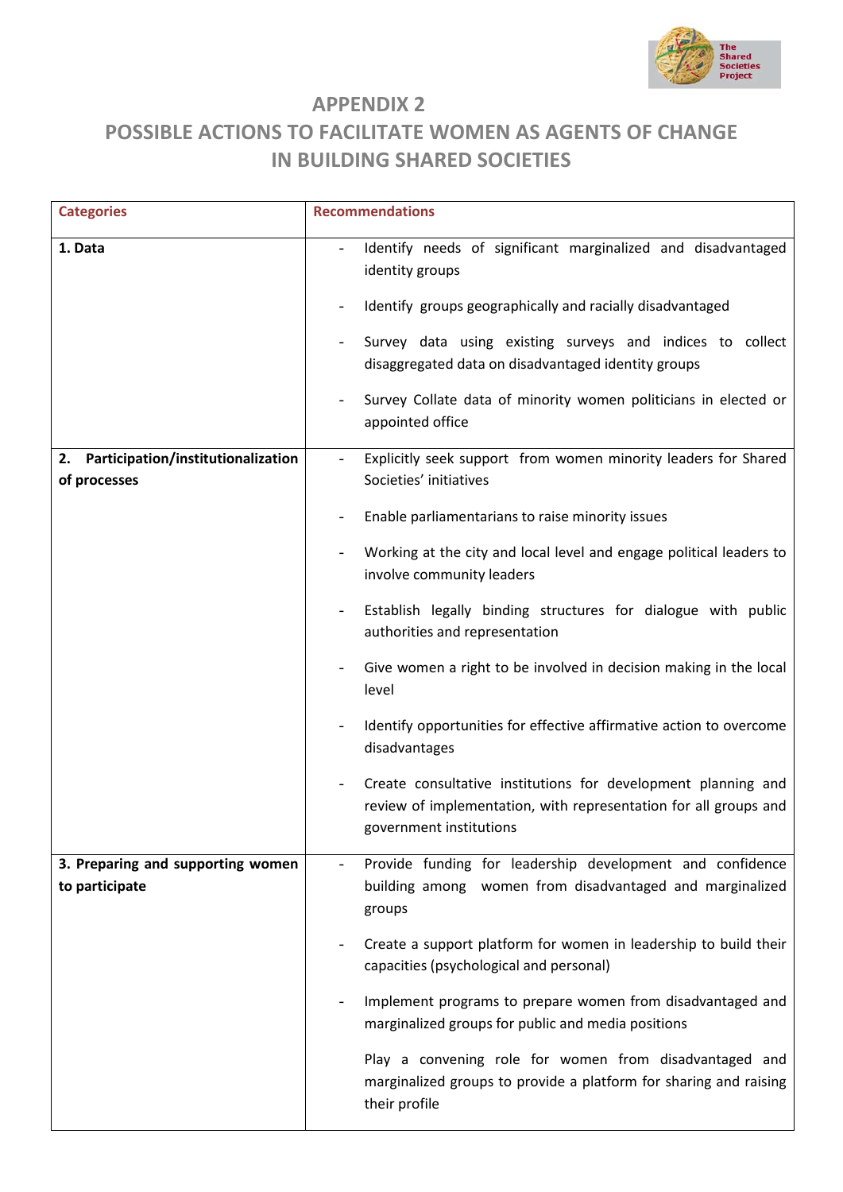# APPENDIX 2

## POSSIBLE ACTIONS TO FACILITATE WOMEN AS AGENTS OF CHANGE IN BUILDING SHARED SOCIETIES

| Categories | Recommendations |
|---|---|
| **1. Data** | - Identify needs of significant marginalized and disadvantaged identity groups<br>- Identify groups geographically and racially disadvantaged<br>- Survey data using existing surveys and indices to collect disaggregated data on disadvantaged identity groups<br>- Survey Collate data of minority women politicians in elected or appointed office |
| **2. Participation/institutionalization of processes** | - Explicitly seek support from women minority leaders for Shared Societies' initiatives<br>- Enable parliamentarians to raise minority issues<br>- Working at the city and local level and engage political leaders to involve community leaders<br>- Establish legally binding structures for dialogue with public authorities and representation<br>- Give women a right to be involved in decision making in the local level<br>- Identify opportunities for effective affirmative action to overcome disadvantages<br>- Create consultative institutions for development planning and review of implementation, with representation for all groups and government institutions |
| **3. Preparing and supporting women to participate** | - Provide funding for leadership development and confidence building among women from disadvantaged and marginalized groups<br>- Create a support platform for women in leadership to build their capacities (psychological and personal)<br>- Implement programs to prepare women from disadvantaged and marginalized groups for public and media positions<br>Play a convening role for women from disadvantaged and marginalized groups to provide a platform for sharing and raising their profile |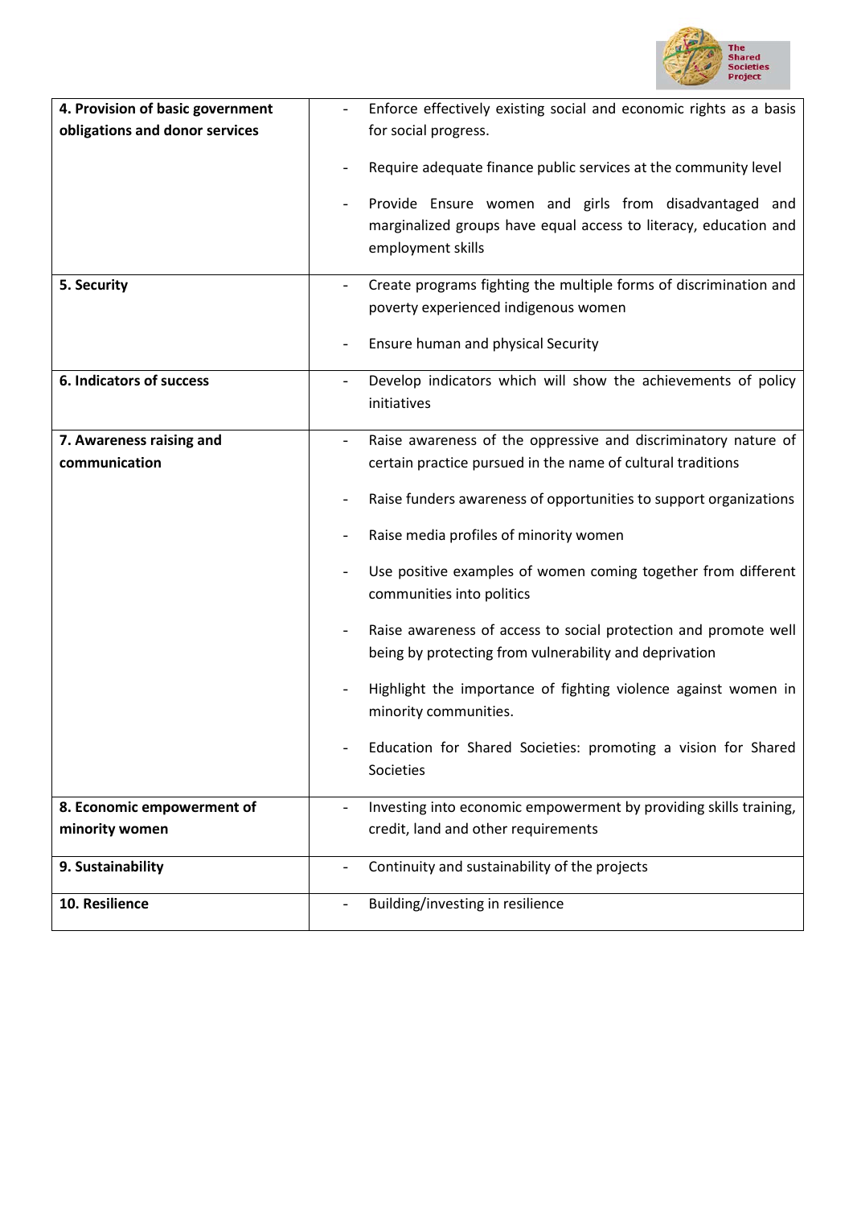| | |
|---|---|
| **4. Provision of basic government obligations and donor services** | - Enforce effectively existing social and economic rights as a basis for social progress.<br>- Require adequate finance public services at the community level<br>- Provide Ensure women and girls from disadvantaged and marginalized groups have equal access to literacy, education and employment skills |
| **5. Security** | - Create programs fighting the multiple forms of discrimination and poverty experienced indigenous women<br>- Ensure human and physical Security |
| **6. Indicators of success** | - Develop indicators which will show the achievements of policy initiatives |
| **7. Awareness raising and communication** | - Raise awareness of the oppressive and discriminatory nature of certain practice pursued in the name of cultural traditions<br>- Raise funders awareness of opportunities to support organizations<br>- Raise media profiles of minority women<br>- Use positive examples of women coming together from different communities into politics<br>- Raise awareness of access to social protection and promote well being by protecting from vulnerability and deprivation<br>- Highlight the importance of fighting violence against women in minority communities.<br>- Education for Shared Societies: promoting a vision for Shared Societies |
| **8. Economic empowerment of minority women** | - Investing into economic empowerment by providing skills training, credit, land and other requirements |
| **9. Sustainability** | - Continuity and sustainability of the projects |
| **10. Resilience** | - Building/investing in resilience |